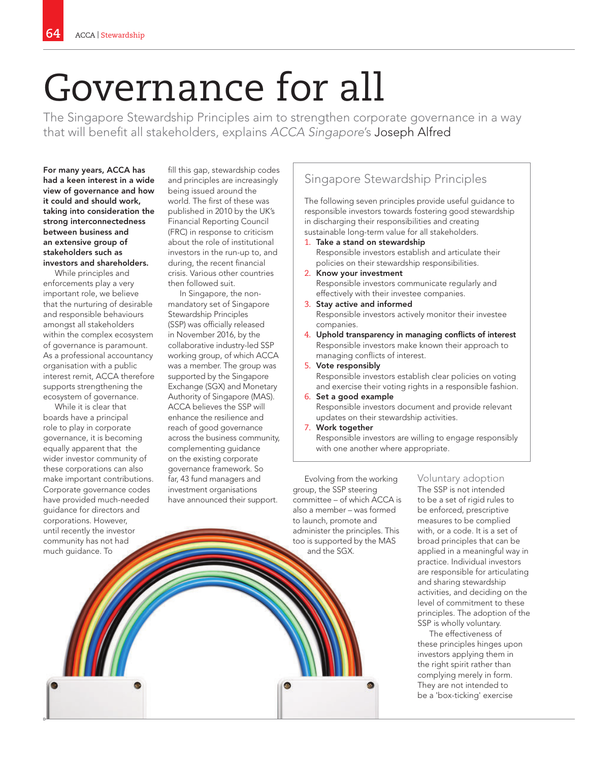# Governance for all

The Singapore Stewardship Principles aim to strengthen corporate governance in a way that will benefit all stakeholders, explains *ACCA Singapore*'s Joseph Alfred

**For many years, ACCA has had a keen interest in a wide view of governance and how it could and should work, taking into consideration the strong interconnectedness between business and an extensive group of stakeholders such as investors and shareholders.**

While principles and enforcements play a very important role, we believe that the nurturing of desirable and responsible behaviours amongst all stakeholders within the complex ecosystem of governance is paramount. As a professional accountancy organisation with a public interest remit, ACCA therefore supports strengthening the ecosystem of governance.

While it is clear that boards have a principal role to play in corporate governance, it is becoming equally apparent that the wider investor community of these corporations can also make important contributions. Corporate governance codes have provided much-needed guidance for directors and corporations. However, until recently the investor community has not had much guidance. To fill this gap, stewardship codes and principles are increasingly being issued around the world. The first of these was published in 2010 by the UK's Financial Reporting Council (FRC) in response to criticism about the role of institutional investors in the run-up to, and during, the recent financial crisis. Various other countries then followed suit.

In Singapore, the non-mandatory set of Singapore Stewardship Principles (SSP) was officially released in November 2016, by the collaborative industry-led SSP working group, of which ACCA was a member. The group was supported by the Singapore Exchange (SGX) and Monetary Authority of Singapore (MAS). ACCA believes the SSP will enhance the resilience and reach of good governance across the business community, complementing guidance on the existing corporate governance framework. So far, 43 fund managers and investment organisations have announced their support.

## Singapore Stewardship Principles

The following seven principles provide useful guidance to responsible investors towards fostering good stewardship in discharging their responsibilities and creating sustainable long-term value for all stakeholders.

1. **Take a stand on stewardship**
   Responsible investors establish and articulate their policies on their stewardship responsibilities.
2. **Know your investment**
   Responsible investors communicate regularly and effectively with their investee companies.
3. **Stay active and informed**
   Responsible investors actively monitor their investee companies.
4. **Uphold transparency in managing conflicts of interest**
   Responsible investors make known their approach to managing conflicts of interest.
5. **Vote responsibly**
   Responsible investors establish clear policies on voting and exercise their voting rights in a responsible fashion.
6. **Set a good example**
   Responsible investors document and provide relevant updates on their stewardship activities.
7. **Work together**
   Responsible investors are willing to engage responsibly with one another where appropriate.

Evolving from the working group, the SSP steering committee – of which ACCA is also a member – was formed to launch, promote and administer the principles. This too is supported by the MAS and the SGX.

## Voluntary adoption

The SSP is not intended to be a set of rigid rules to be enforced, prescriptive measures to be complied with, or a code. It is a set of broad principles that can be applied in a meaningful way in practice. Individual investors are responsible for articulating and sharing stewardship activities, and deciding on the level of commitment to these principles. The adoption of the SSP is wholly voluntary.

The effectiveness of these principles hinges upon investors applying them in the right spirit rather than complying merely in form. They are not intended to be a 'box-ticking' exercise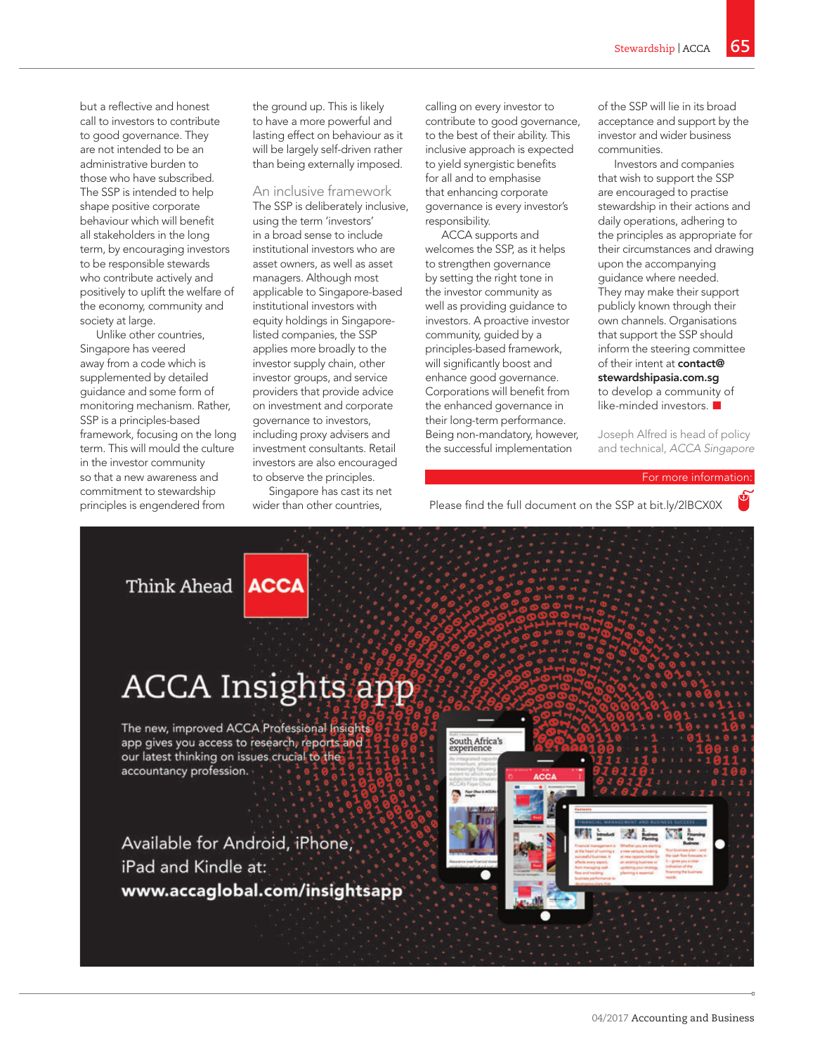but a reflective and honest call to investors to contribute to good governance. They are not intended to be an administrative burden to those who have subscribed. The SSP is intended to help shape positive corporate behaviour which will benefit all stakeholders in the long term, by encouraging investors to be responsible stewards who contribute actively and positively to uplift the welfare of the economy, community and society at large.

Unlike other countries, Singapore has veered away from a code which is supplemented by detailed guidance and some form of monitoring mechanism. Rather, SSP is a principles-based framework, focusing on the long term. This will mould the culture in the investor community so that a new awareness and commitment to stewardship principles is engendered from the ground up. This is likely to have a more powerful and lasting effect on behaviour as it will be largely self-driven rather than being externally imposed.

## An inclusive framework

The SSP is deliberately inclusive, using the term 'investors' in a broad sense to include institutional investors who are asset owners, as well as asset managers. Although most applicable to Singapore-based institutional investors with equity holdings in Singapore-listed companies, the SSP applies more broadly to the investor supply chain, other investor groups, and service providers that provide advice on investment and corporate governance to investors, including proxy advisers and investment consultants. Retail investors are also encouraged to observe the principles.

Singapore has cast its net wider than other countries, calling on every investor to contribute to good governance, to the best of their ability. This inclusive approach is expected to yield synergistic benefits for all and to emphasise that enhancing corporate governance is every investor's responsibility.

ACCA supports and welcomes the SSP, as it helps to strengthen governance by setting the right tone in the investor community as well as providing guidance to investors. A proactive investor community, guided by a principles-based framework, will significantly boost and enhance good governance. Corporations will benefit from the enhanced governance in their long-term performance. Being non-mandatory, however, the successful implementation of the SSP will lie in its broad acceptance and support by the investor and wider business communities.

Investors and companies that wish to support the SSP are encouraged to practise stewardship in their actions and daily operations, adhering to the principles as appropriate for their circumstances and drawing upon the accompanying guidance where needed. They may make their support publicly known through their own channels. Organisations that support the SSP should inform the steering committee of their intent at **contact@stewardshipasia.com.sg** to develop a community of like-minded investors. ■

Joseph Alfred is head of policy and technical, *ACCA Singapore*

**For more information:**

Please find the full document on the SSP at bit.ly/2lBCX0X

Think Ahead ACCA

# ACCA Insights app

The new, improved ACCA Professional Insights app gives you access to research, reports and our latest thinking on issues crucial to the accountancy profession.

Available for Android, iPhone, iPad and Kindle at:
**www.accaglobal.com/insightsapp**